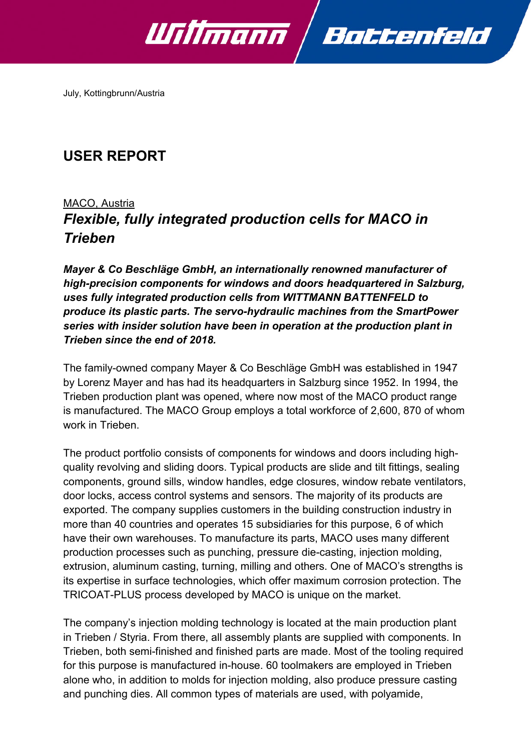July, Kottingbrunn/Austria

# USER REPORT

<u>MACO, Austria</u>

## *Flexible, fully integrated production cells for MACO in Trieben*

***Mayer & Co Beschläge GmbH, an internationally renowned manufacturer of high-precision components for windows and doors headquartered in Salzburg, uses fully integrated production cells from WITTMANN BATTENFELD to produce its plastic parts. The servo-hydraulic machines from the SmartPower series with insider solution have been in operation at the production plant in Trieben since the end of 2018.***

The family-owned company Mayer & Co Beschläge GmbH was established in 1947 by Lorenz Mayer and has had its headquarters in Salzburg since 1952. In 1994, the Trieben production plant was opened, where now most of the MACO product range is manufactured. The MACO Group employs a total workforce of 2,600, 870 of whom work in Trieben.

The product portfolio consists of components for windows and doors including high-quality revolving and sliding doors. Typical products are slide and tilt fittings, sealing components, ground sills, window handles, edge closures, window rebate ventilators, door locks, access control systems and sensors. The majority of its products are exported. The company supplies customers in the building construction industry in more than 40 countries and operates 15 subsidiaries for this purpose, 6 of which have their own warehouses. To manufacture its parts, MACO uses many different production processes such as punching, pressure die-casting, injection molding, extrusion, aluminum casting, turning, milling and others. One of MACO's strengths is its expertise in surface technologies, which offer maximum corrosion protection. The TRICOAT-PLUS process developed by MACO is unique on the market.

The company's injection molding technology is located at the main production plant in Trieben / Styria. From there, all assembly plants are supplied with components. In Trieben, both semi-finished and finished parts are made. Most of the tooling required for this purpose is manufactured in-house. 60 toolmakers are employed in Trieben alone who, in addition to molds for injection molding, also produce pressure casting and punching dies. All common types of materials are used, with polyamide,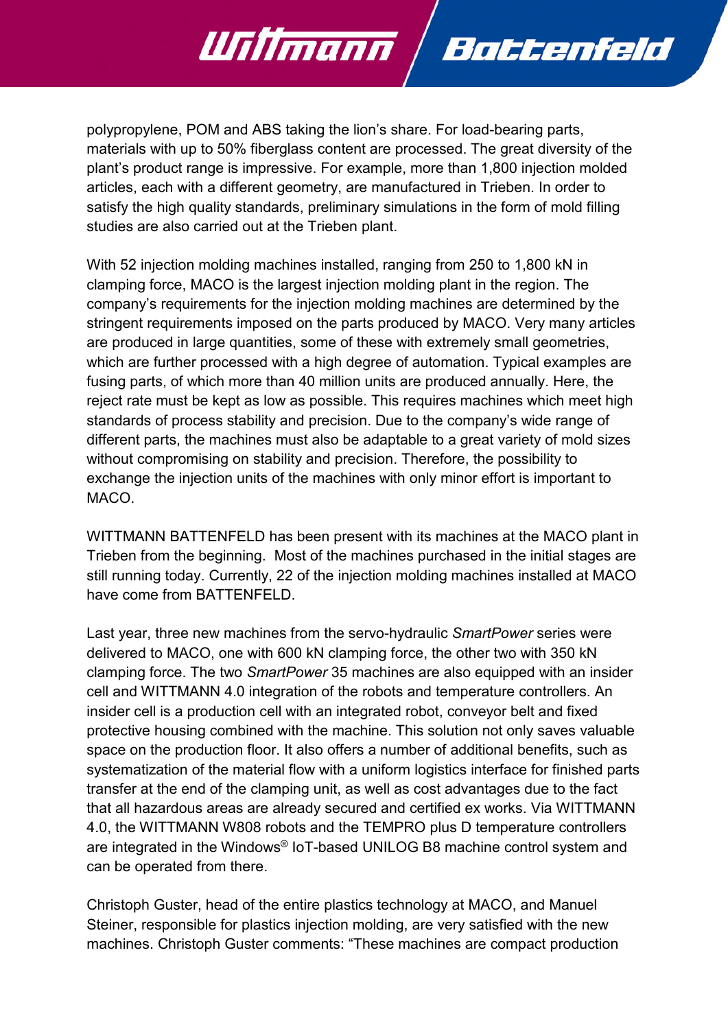polypropylene, POM and ABS taking the lion's share. For load-bearing parts, materials with up to 50% fiberglass content are processed. The great diversity of the plant's product range is impressive. For example, more than 1,800 injection molded articles, each with a different geometry, are manufactured in Trieben. In order to satisfy the high quality standards, preliminary simulations in the form of mold filling studies are also carried out at the Trieben plant.

With 52 injection molding machines installed, ranging from 250 to 1,800 kN in clamping force, MACO is the largest injection molding plant in the region. The company's requirements for the injection molding machines are determined by the stringent requirements imposed on the parts produced by MACO. Very many articles are produced in large quantities, some of these with extremely small geometries, which are further processed with a high degree of automation. Typical examples are fusing parts, of which more than 40 million units are produced annually. Here, the reject rate must be kept as low as possible. This requires machines which meet high standards of process stability and precision. Due to the company's wide range of different parts, the machines must also be adaptable to a great variety of mold sizes without compromising on stability and precision. Therefore, the possibility to exchange the injection units of the machines with only minor effort is important to MACO.

WITTMANN BATTENFELD has been present with its machines at the MACO plant in Trieben from the beginning. Most of the machines purchased in the initial stages are still running today. Currently, 22 of the injection molding machines installed at MACO have come from BATTENFELD.

Last year, three new machines from the servo-hydraulic *SmartPower* series were delivered to MACO, one with 600 kN clamping force, the other two with 350 kN clamping force. The two *SmartPower* 35 machines are also equipped with an insider cell and WITTMANN 4.0 integration of the robots and temperature controllers. An insider cell is a production cell with an integrated robot, conveyor belt and fixed protective housing combined with the machine. This solution not only saves valuable space on the production floor. It also offers a number of additional benefits, such as systematization of the material flow with a uniform logistics interface for finished parts transfer at the end of the clamping unit, as well as cost advantages due to the fact that all hazardous areas are already secured and certified ex works. Via WITTMANN 4.0, the WITTMANN W808 robots and the TEMPRO plus D temperature controllers are integrated in the Windows® IoT-based UNILOG B8 machine control system and can be operated from there.

Christoph Guster, head of the entire plastics technology at MACO, and Manuel Steiner, responsible for plastics injection molding, are very satisfied with the new machines. Christoph Guster comments: "These machines are compact production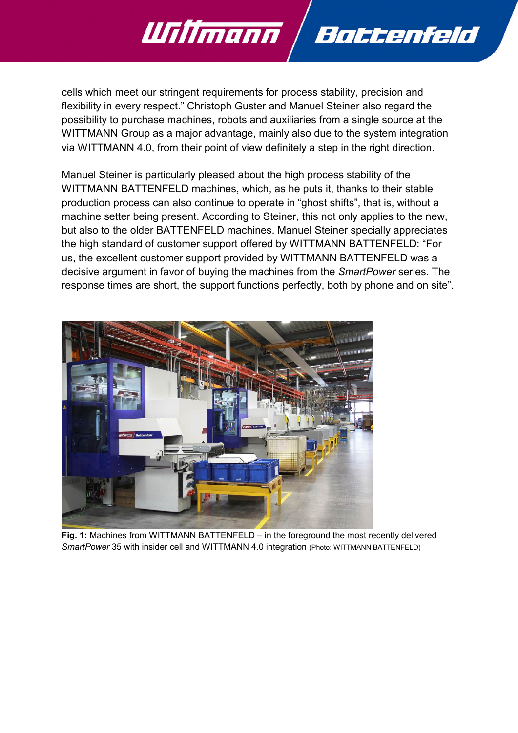cells which meet our stringent requirements for process stability, precision and flexibility in every respect." Christoph Guster and Manuel Steiner also regard the possibility to purchase machines, robots and auxiliaries from a single source at the WITTMANN Group as a major advantage, mainly also due to the system integration via WITTMANN 4.0, from their point of view definitely a step in the right direction.

Manuel Steiner is particularly pleased about the high process stability of the WITTMANN BATTENFELD machines, which, as he puts it, thanks to their stable production process can also continue to operate in "ghost shifts", that is, without a machine setter being present. According to Steiner, this not only applies to the new, but also to the older BATTENFELD machines. Manuel Steiner specially appreciates the high standard of customer support offered by WITTMANN BATTENFELD: "For us, the excellent customer support provided by WITTMANN BATTENFELD was a decisive argument in favor of buying the machines from the *SmartPower* series. The response times are short, the support functions perfectly, both by phone and on site".

**Fig. 1:** Machines from WITTMANN BATTENFELD – in the foreground the most recently delivered *SmartPower* 35 with insider cell and WITTMANN 4.0 integration (Photo: WITTMANN BATTENFELD)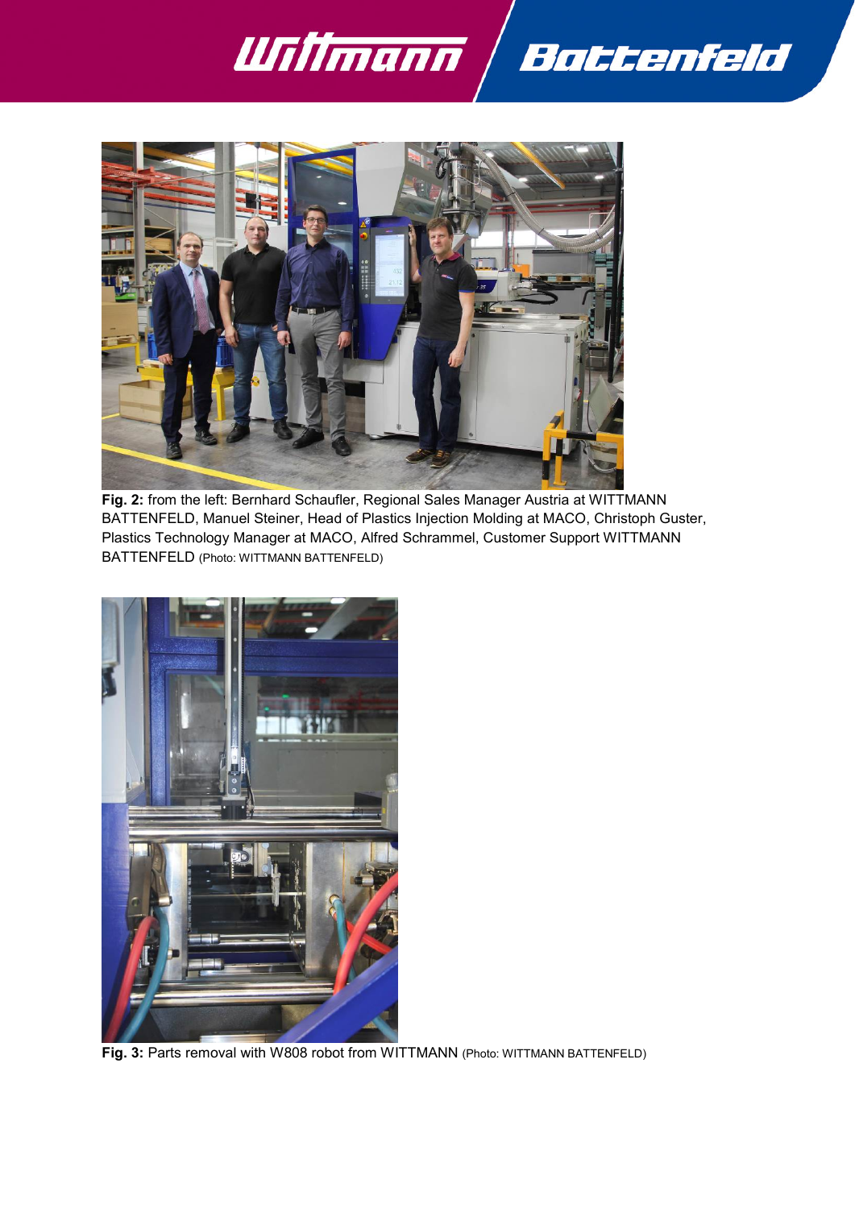**Fig. 2:** from the left: Bernhard Schaufler, Regional Sales Manager Austria at WITTMANN BATTENFELD, Manuel Steiner, Head of Plastics Injection Molding at MACO, Christoph Guster, Plastics Technology Manager at MACO, Alfred Schrammel, Customer Support WITTMANN BATTENFELD (Photo: WITTMANN BATTENFELD)

**Fig. 3:** Parts removal with W808 robot from WITTMANN (Photo: WITTMANN BATTENFELD)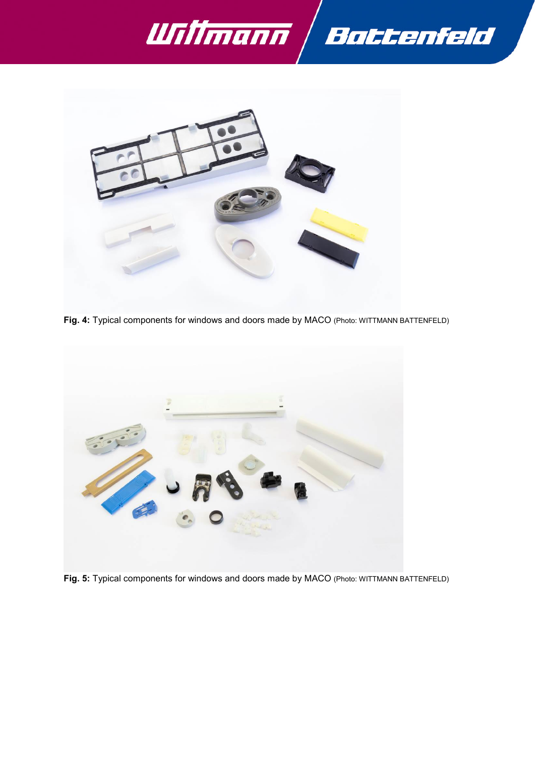**Fig. 4:** Typical components for windows and doors made by MACO (Photo: WITTMANN BATTENFELD)

**Fig. 5:** Typical components for windows and doors made by MACO (Photo: WITTMANN BATTENFELD)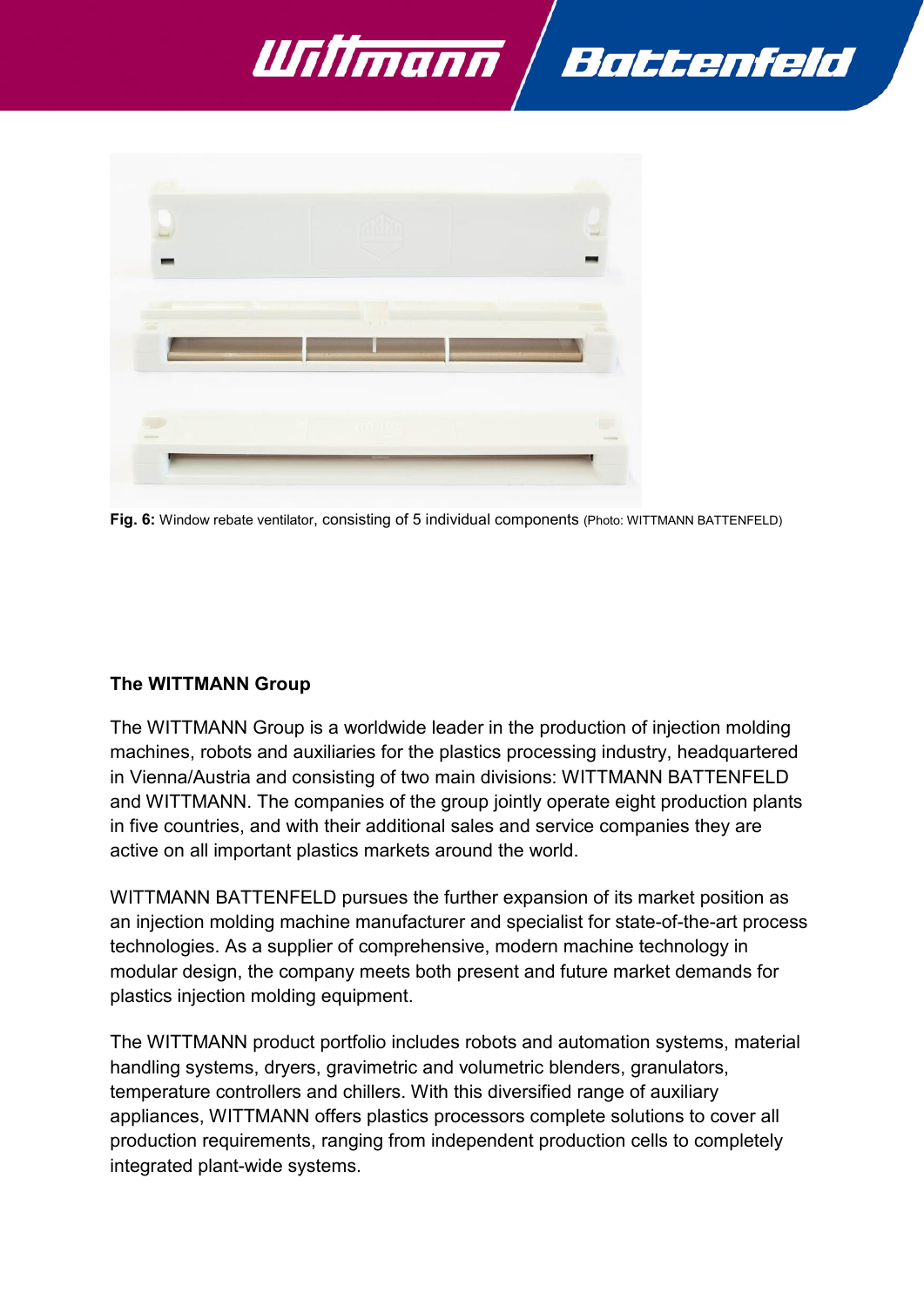**Fig. 6:** Window rebate ventilator, consisting of 5 individual components (Photo: WITTMANN BATTENFELD)

## The WITTMANN Group

The WITTMANN Group is a worldwide leader in the production of injection molding machines, robots and auxiliaries for the plastics processing industry, headquartered in Vienna/Austria and consisting of two main divisions: WITTMANN BATTENFELD and WITTMANN. The companies of the group jointly operate eight production plants in five countries, and with their additional sales and service companies they are active on all important plastics markets around the world.

WITTMANN BATTENFELD pursues the further expansion of its market position as an injection molding machine manufacturer and specialist for state-of-the-art process technologies. As a supplier of comprehensive, modern machine technology in modular design, the company meets both present and future market demands for plastics injection molding equipment.

The WITTMANN product portfolio includes robots and automation systems, material handling systems, dryers, gravimetric and volumetric blenders, granulators, temperature controllers and chillers. With this diversified range of auxiliary appliances, WITTMANN offers plastics processors complete solutions to cover all production requirements, ranging from independent production cells to completely integrated plant-wide systems.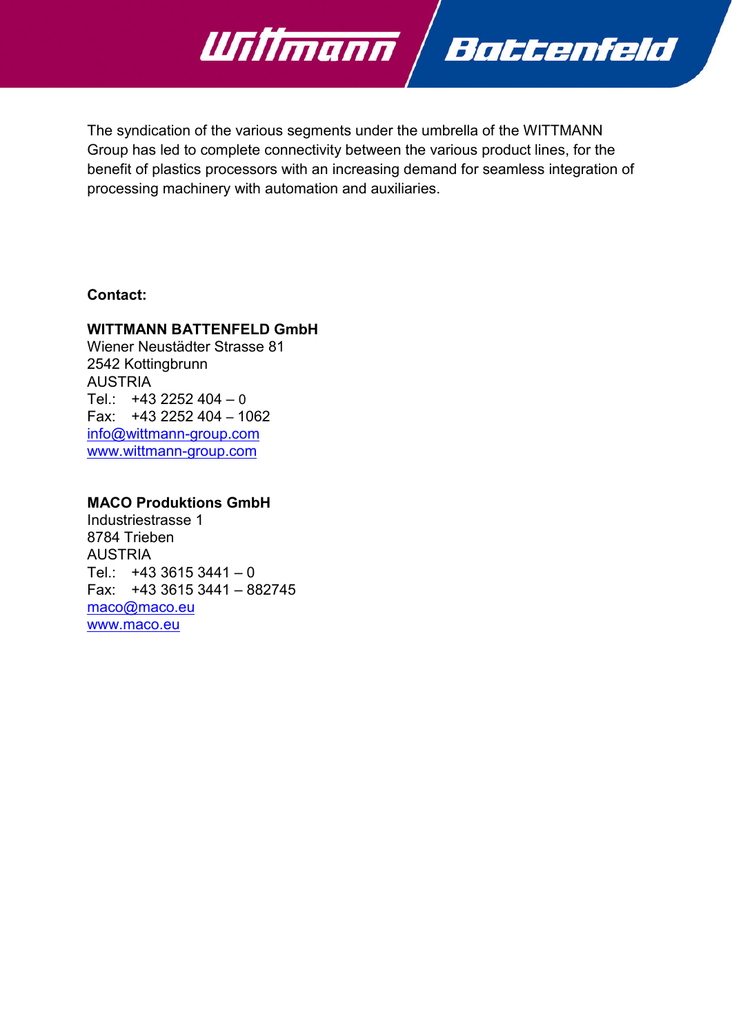The syndication of the various segments under the umbrella of the WITTMANN Group has led to complete connectivity between the various product lines, for the benefit of plastics processors with an increasing demand for seamless integration of processing machinery with automation and auxiliaries.

**Contact:**

**WITTMANN BATTENFELD GmbH**
Wiener Neustädter Strasse 81
2542 Kottingbrunn
AUSTRIA
Tel.: +43 2252 404 – 0
Fax: +43 2252 404 – 1062
info@wittmann-group.com
www.wittmann-group.com

**MACO Produktions GmbH**
Industriestrasse 1
8784 Trieben
AUSTRIA
Tel.: +43 3615 3441 – 0
Fax: +43 3615 3441 – 882745
maco@maco.eu
www.maco.eu